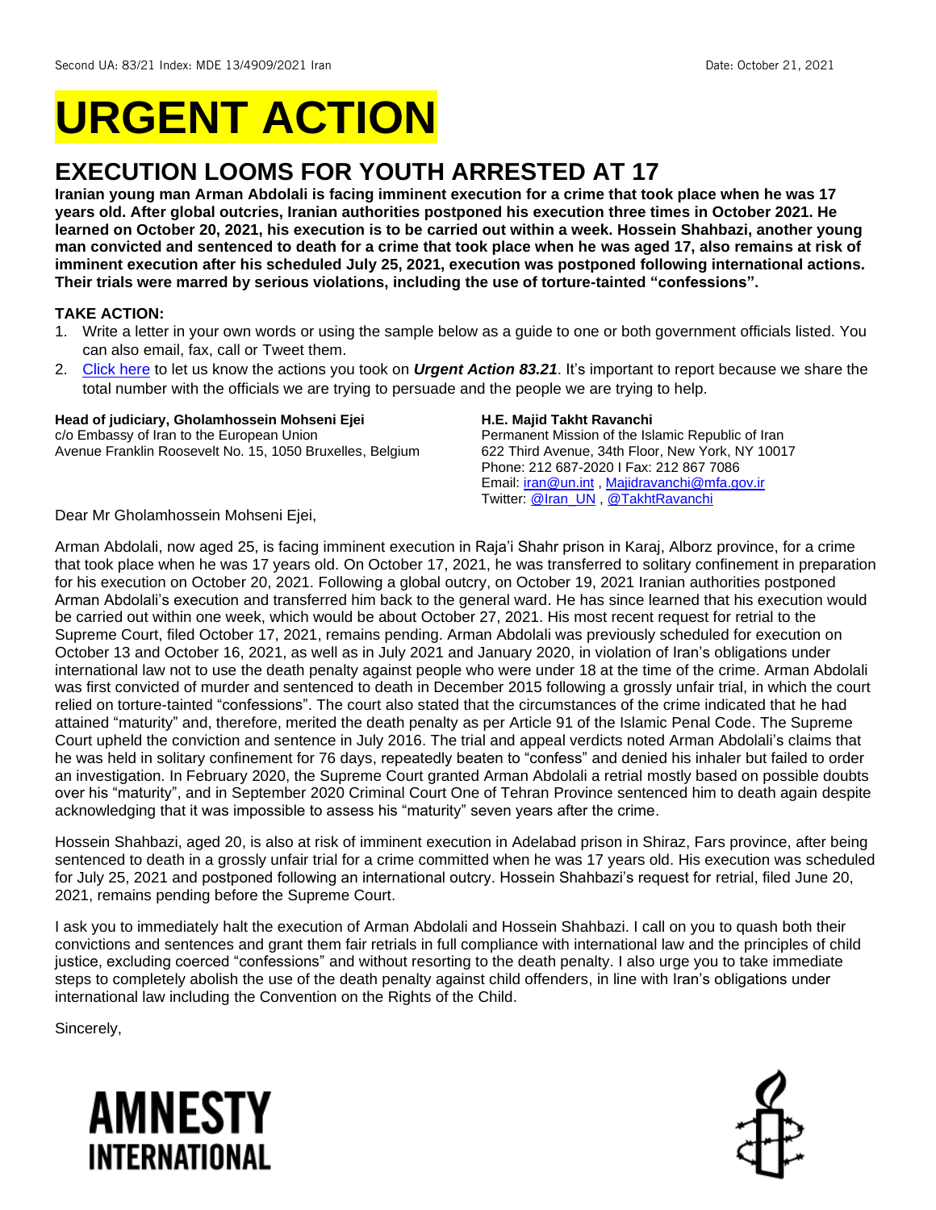Second UA: 83/21 Index: MDE 13/4909/2021 Iran Date: October 21, 2021

# URGENT ACTION

## EXECUTION LOOMS FOR YOUTH ARRESTED AT 17

**Iranian young man Arman Abdolali is facing imminent execution for a crime that took place when he was 17 years old. After global outcries, Iranian authorities postponed his execution three times in October 2021. He learned on October 20, 2021, his execution is to be carried out within a week. Hossein Shahbazi, another young man convicted and sentenced to death for a crime that took place when he was aged 17, also remains at risk of imminent execution after his scheduled July 25, 2021, execution was postponed following international actions. Their trials were marred by serious violations, including the use of torture-tainted "confessions".**

**TAKE ACTION:**

1. Write a letter in your own words or using the sample below as a guide to one or both government officials listed. You can also email, fax, call or Tweet them.
2. Click here to let us know the actions you took on ***Urgent Action 83.21***. It's important to report because we share the total number with the officials we are trying to persuade and the people we are trying to help.

**Head of judiciary, Gholamhossein Mohseni Ejei**
c/o Embassy of Iran to the European Union
Avenue Franklin Roosevelt No. 15, 1050 Bruxelles, Belgium

**H.E. Majid Takht Ravanchi**
Permanent Mission of the Islamic Republic of Iran
622 Third Avenue, 34th Floor, New York, NY 10017
Phone: 212 687-2020 I Fax: 212 867 7086
Email: iran@un.int , Majidravanchi@mfa.gov.ir
Twitter: @Iran_UN , @TakhtRavanchi

Dear Mr Gholamhossein Mohseni Ejei,

Arman Abdolali, now aged 25, is facing imminent execution in Raja'i Shahr prison in Karaj, Alborz province, for a crime that took place when he was 17 years old. On October 17, 2021, he was transferred to solitary confinement in preparation for his execution on October 20, 2021. Following a global outcry, on October 19, 2021 Iranian authorities postponed Arman Abdolali's execution and transferred him back to the general ward. He has since learned that his execution would be carried out within one week, which would be about October 27, 2021. His most recent request for retrial to the Supreme Court, filed October 17, 2021, remains pending. Arman Abdolali was previously scheduled for execution on October 13 and October 16, 2021, as well as in July 2021 and January 2020, in violation of Iran's obligations under international law not to use the death penalty against people who were under 18 at the time of the crime. Arman Abdolali was first convicted of murder and sentenced to death in December 2015 following a grossly unfair trial, in which the court relied on torture-tainted "confessions". The court also stated that the circumstances of the crime indicated that he had attained "maturity" and, therefore, merited the death penalty as per Article 91 of the Islamic Penal Code. The Supreme Court upheld the conviction and sentence in July 2016. The trial and appeal verdicts noted Arman Abdolali's claims that he was held in solitary confinement for 76 days, repeatedly beaten to "confess" and denied his inhaler but failed to order an investigation. In February 2020, the Supreme Court granted Arman Abdolali a retrial mostly based on possible doubts over his "maturity", and in September 2020 Criminal Court One of Tehran Province sentenced him to death again despite acknowledging that it was impossible to assess his "maturity" seven years after the crime.

Hossein Shahbazi, aged 20, is also at risk of imminent execution in Adelabad prison in Shiraz, Fars province, after being sentenced to death in a grossly unfair trial for a crime committed when he was 17 years old. His execution was scheduled for July 25, 2021 and postponed following an international outcry. Hossein Shahbazi's request for retrial, filed June 20, 2021, remains pending before the Supreme Court.

I ask you to immediately halt the execution of Arman Abdolali and Hossein Shahbazi. I call on you to quash both their convictions and sentences and grant them fair retrials in full compliance with international law and the principles of child justice, excluding coerced "confessions" and without resorting to the death penalty. I also urge you to take immediate steps to completely abolish the use of the death penalty against child offenders, in line with Iran's obligations under international law including the Convention on the Rights of the Child.

Sincerely,

AMNESTY INTERNATIONAL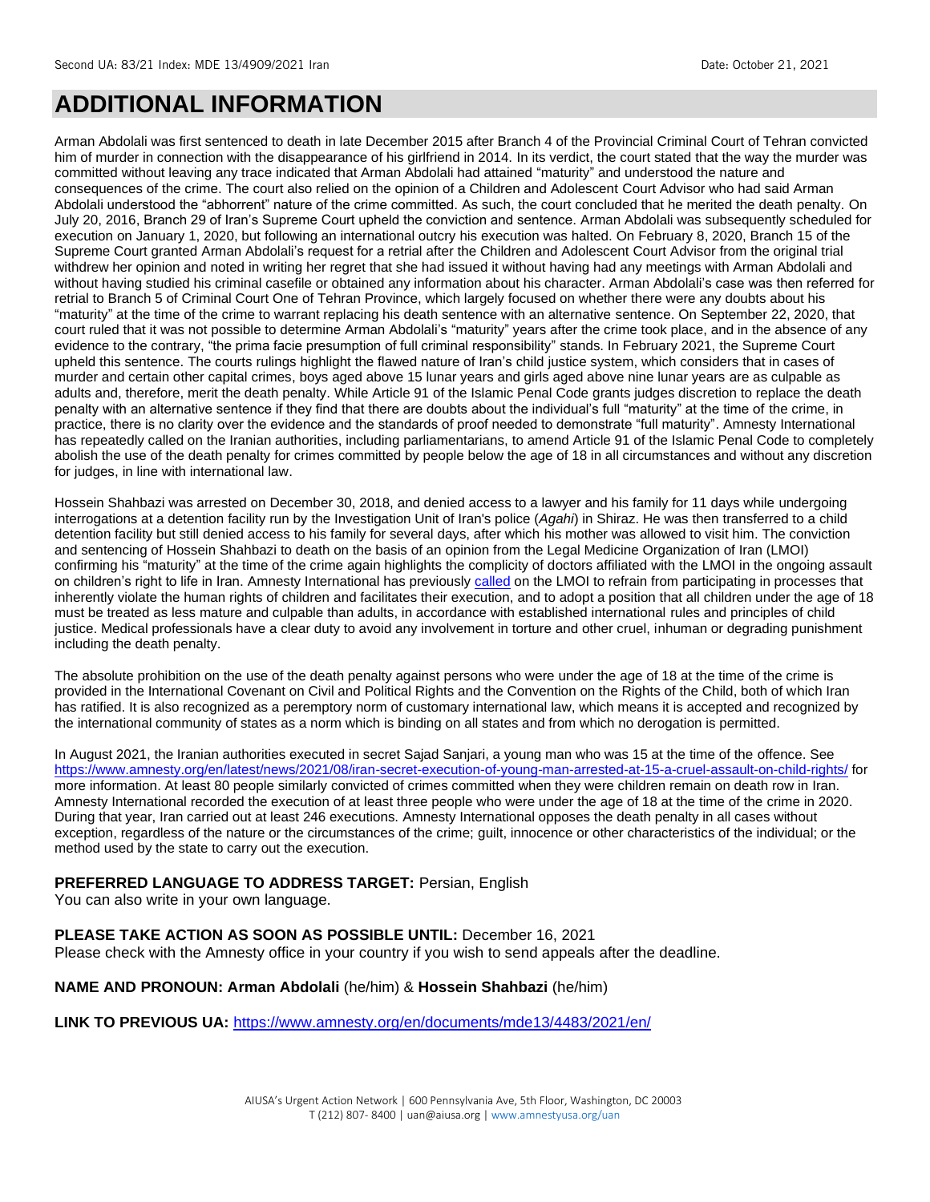# ADDITIONAL INFORMATION

Arman Abdolali was first sentenced to death in late December 2015 after Branch 4 of the Provincial Criminal Court of Tehran convicted him of murder in connection with the disappearance of his girlfriend in 2014. In its verdict, the court stated that the way the murder was committed without leaving any trace indicated that Arman Abdolali had attained "maturity" and understood the nature and consequences of the crime. The court also relied on the opinion of a Children and Adolescent Court Advisor who had said Arman Abdolali understood the "abhorrent" nature of the crime committed. As such, the court concluded that he merited the death penalty. On July 20, 2016, Branch 29 of Iran's Supreme Court upheld the conviction and sentence. Arman Abdolali was subsequently scheduled for execution on January 1, 2020, but following an international outcry his execution was halted. On February 8, 2020, Branch 15 of the Supreme Court granted Arman Abdolali's request for a retrial after the Children and Adolescent Court Advisor from the original trial withdrew her opinion and noted in writing her regret that she had issued it without having had any meetings with Arman Abdolali and without having studied his criminal casefile or obtained any information about his character. Arman Abdolali's case was then referred for retrial to Branch 5 of Criminal Court One of Tehran Province, which largely focused on whether there were any doubts about his "maturity" at the time of the crime to warrant replacing his death sentence with an alternative sentence. On September 22, 2020, that court ruled that it was not possible to determine Arman Abdolali's "maturity" years after the crime took place, and in the absence of any evidence to the contrary, "the prima facie presumption of full criminal responsibility" stands. In February 2021, the Supreme Court upheld this sentence. The courts rulings highlight the flawed nature of Iran's child justice system, which considers that in cases of murder and certain other capital crimes, boys aged above 15 lunar years and girls aged above nine lunar years are as culpable as adults and, therefore, merit the death penalty. While Article 91 of the Islamic Penal Code grants judges discretion to replace the death penalty with an alternative sentence if they find that there are doubts about the individual's full "maturity" at the time of the crime, in practice, there is no clarity over the evidence and the standards of proof needed to demonstrate "full maturity". Amnesty International has repeatedly called on the Iranian authorities, including parliamentarians, to amend Article 91 of the Islamic Penal Code to completely abolish the use of the death penalty for crimes committed by people below the age of 18 in all circumstances and without any discretion for judges, in line with international law.

Hossein Shahbazi was arrested on December 30, 2018, and denied access to a lawyer and his family for 11 days while undergoing interrogations at a detention facility run by the Investigation Unit of Iran's police (*Agahi*) in Shiraz. He was then transferred to a child detention facility but still denied access to his family for several days, after which his mother was allowed to visit him. The conviction and sentencing of Hossein Shahbazi to death on the basis of an opinion from the Legal Medicine Organization of Iran (LMOI) confirming his "maturity" at the time of the crime again highlights the complicity of doctors affiliated with the LMOI in the ongoing assault on children's right to life in Iran. Amnesty International has previously called on the LMOI to refrain from participating in processes that inherently violate the human rights of children and facilitates their execution, and to adopt a position that all children under the age of 18 must be treated as less mature and culpable than adults, in accordance with established international rules and principles of child justice. Medical professionals have a clear duty to avoid any involvement in torture and other cruel, inhuman or degrading punishment including the death penalty.

The absolute prohibition on the use of the death penalty against persons who were under the age of 18 at the time of the crime is provided in the International Covenant on Civil and Political Rights and the Convention on the Rights of the Child, both of which Iran has ratified. It is also recognized as a peremptory norm of customary international law, which means it is accepted and recognized by the international community of states as a norm which is binding on all states and from which no derogation is permitted.

In August 2021, the Iranian authorities executed in secret Sajad Sanjari, a young man who was 15 at the time of the offence. See https://www.amnesty.org/en/latest/news/2021/08/iran-secret-execution-of-young-man-arrested-at-15-a-cruel-assault-on-child-rights/ for more information. At least 80 people similarly convicted of crimes committed when they were children remain on death row in Iran. Amnesty International recorded the execution of at least three people who were under the age of 18 at the time of the crime in 2020. During that year, Iran carried out at least 246 executions. Amnesty International opposes the death penalty in all cases without exception, regardless of the nature or the circumstances of the crime; guilt, innocence or other characteristics of the individual; or the method used by the state to carry out the execution.

**PREFERRED LANGUAGE TO ADDRESS TARGET:** Persian, English
You can also write in your own language.

**PLEASE TAKE ACTION AS SOON AS POSSIBLE UNTIL:** December 16, 2021
Please check with the Amnesty office in your country if you wish to send appeals after the deadline.

**NAME AND PRONOUN: Arman Abdolali** (he/him) & **Hossein Shahbazi** (he/him)

**LINK TO PREVIOUS UA:** https://www.amnesty.org/en/documents/mde13/4483/2021/en/